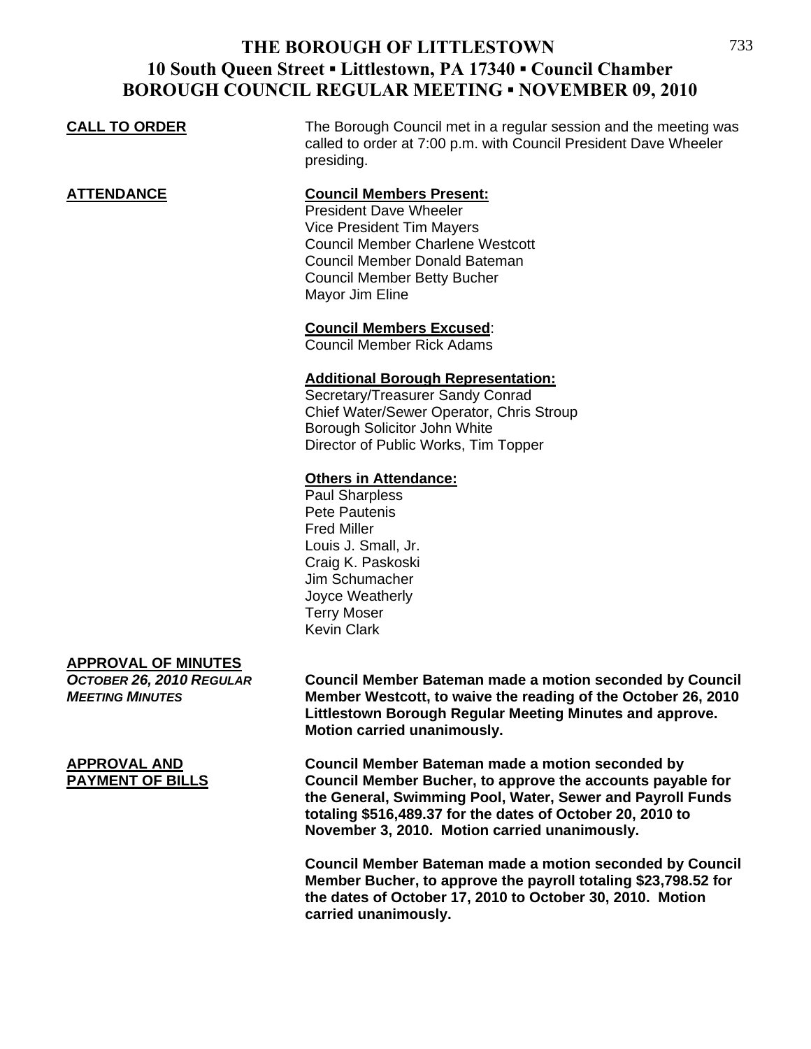# THE BOROUGH OF LITTLESTOWN
## 10 South Queen Street ▪ Littlestown, PA 17340 ▪ Council Chamber
## BOROUGH COUNCIL REGULAR MEETING ▪ NOVEMBER 09, 2010

**CALL TO ORDER**

The Borough Council met in a regular session and the meeting was called to order at 7:00 p.m. with Council President Dave Wheeler presiding.

**ATTENDANCE**

**Council Members Present:**
President Dave Wheeler
Vice President Tim Mayers
Council Member Charlene Westcott
Council Member Donald Bateman
Council Member Betty Bucher
Mayor Jim Eline

**Council Members Excused**:
Council Member Rick Adams

**Additional Borough Representation:**
Secretary/Treasurer Sandy Conrad
Chief Water/Sewer Operator, Chris Stroup
Borough Solicitor John White
Director of Public Works, Tim Topper

**Others in Attendance:**
Paul Sharpless
Pete Pautenis
Fred Miller
Louis J. Small, Jr.
Craig K. Paskoski
Jim Schumacher
Joyce Weatherly
Terry Moser
Kevin Clark

**APPROVAL OF MINUTES**

***OCTOBER 26, 2010 REGULAR MEETING MINUTES***

**Council Member Bateman made a motion seconded by Council Member Westcott, to waive the reading of the October 26, 2010 Littlestown Borough Regular Meeting Minutes and approve. Motion carried unanimously.**

**APPROVAL AND PAYMENT OF BILLS**

**Council Member Bateman made a motion seconded by Council Member Bucher, to approve the accounts payable for the General, Swimming Pool, Water, Sewer and Payroll Funds totaling $516,489.37 for the dates of October 20, 2010 to November 3, 2010. Motion carried unanimously.**

**Council Member Bateman made a motion seconded by Council Member Bucher, to approve the payroll totaling $23,798.52 for the dates of October 17, 2010 to October 30, 2010. Motion carried unanimously.**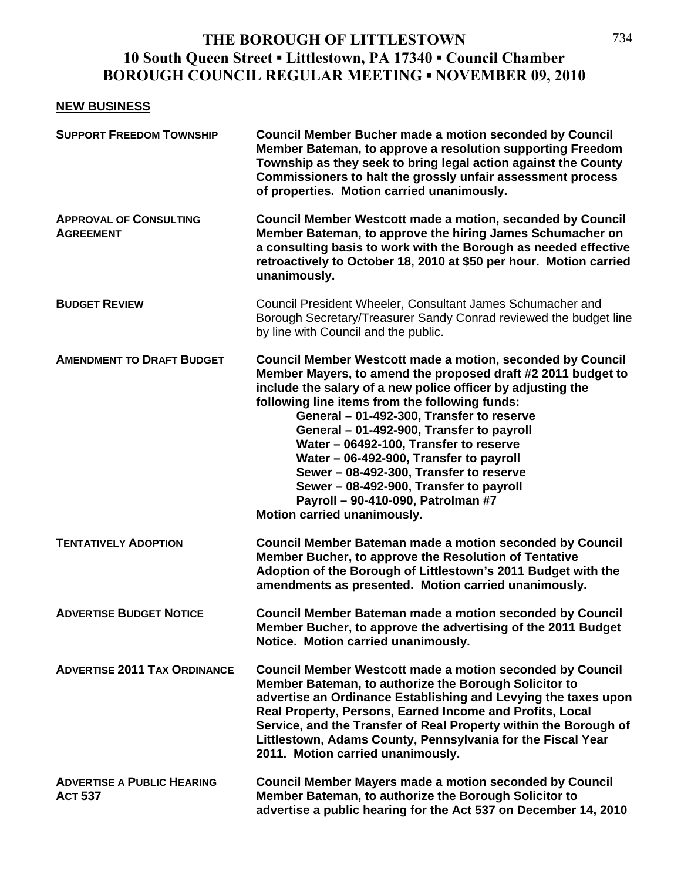# THE BOROUGH OF LITTLESTOWN
## 10 South Queen Street ▪ Littlestown, PA 17340 ▪ Council Chamber
## BOROUGH COUNCIL REGULAR MEETING ▪ NOVEMBER 09, 2010

**NEW BUSINESS**

**SUPPORT FREEDOM TOWNSHIP** — **Council Member Bucher made a motion seconded by Council Member Bateman, to approve a resolution supporting Freedom Township as they seek to bring legal action against the County Commissioners to halt the grossly unfair assessment process of properties. Motion carried unanimously.**

**APPROVAL OF CONSULTING AGREEMENT** — **Council Member Westcott made a motion, seconded by Council Member Bateman, to approve the hiring James Schumacher on a consulting basis to work with the Borough as needed effective retroactively to October 18, 2010 at $50 per hour. Motion carried unanimously.**

**BUDGET REVIEW** — Council President Wheeler, Consultant James Schumacher and Borough Secretary/Treasurer Sandy Conrad reviewed the budget line by line with Council and the public.

**AMENDMENT TO DRAFT BUDGET** — **Council Member Westcott made a motion, seconded by Council Member Mayers, to amend the proposed draft #2 2011 budget to include the salary of a new police officer by adjusting the following line items from the following funds:**

- **General – 01-492-300, Transfer to reserve**
- **General – 01-492-900, Transfer to payroll**
- **Water – 06492-100, Transfer to reserve**
- **Water – 06-492-900, Transfer to payroll**
- **Sewer – 08-492-300, Transfer to reserve**
- **Sewer – 08-492-900, Transfer to payroll**
- **Payroll – 90-410-090, Patrolman #7**

**Motion carried unanimously.**

**TENTATIVELY ADOPTION** — **Council Member Bateman made a motion seconded by Council Member Bucher, to approve the Resolution of Tentative Adoption of the Borough of Littlestown's 2011 Budget with the amendments as presented. Motion carried unanimously.**

**ADVERTISE BUDGET NOTICE** — **Council Member Bateman made a motion seconded by Council Member Bucher, to approve the advertising of the 2011 Budget Notice. Motion carried unanimously.**

**ADVERTISE 2011 TAX ORDINANCE** — **Council Member Westcott made a motion seconded by Council Member Bateman, to authorize the Borough Solicitor to advertise an Ordinance Establishing and Levying the taxes upon Real Property, Persons, Earned Income and Profits, Local Service, and the Transfer of Real Property within the Borough of Littlestown, Adams County, Pennsylvania for the Fiscal Year 2011. Motion carried unanimously.**

**ADVERTISE A PUBLIC HEARING ACT 537** — **Council Member Mayers made a motion seconded by Council Member Bateman, to authorize the Borough Solicitor to advertise a public hearing for the Act 537 on December 14, 2010**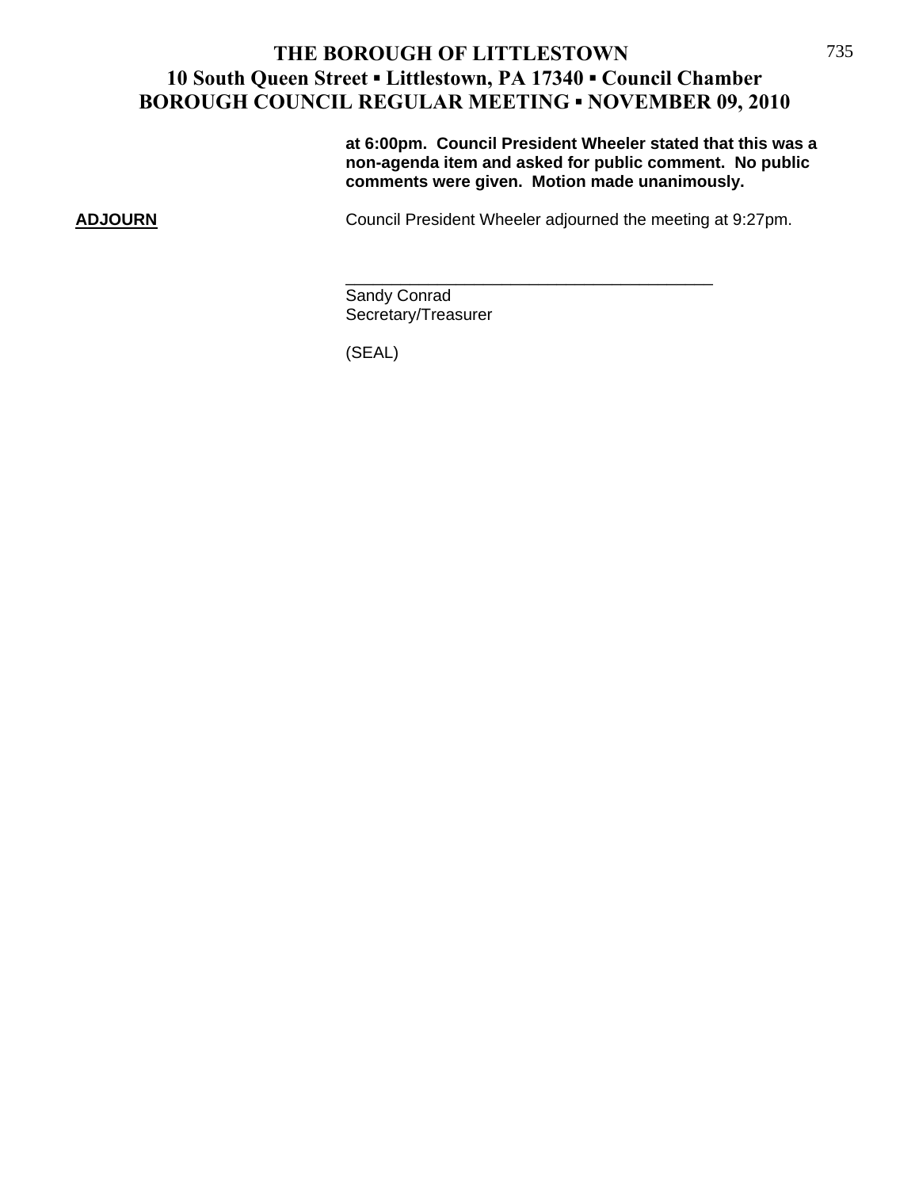**at 6:00pm. Council President Wheeler stated that this was a non-agenda item and asked for public comment. No public comments were given. Motion made unanimously.**

**ADJOURN** Council President Wheeler adjourned the meeting at 9:27pm.

\_\_\_\_\_\_\_\_\_\_\_\_\_\_\_\_\_\_\_\_\_\_\_\_\_\_\_\_\_\_\_\_\_\_\_\_\_\_\_\_

Sandy Conrad
Secretary/Treasurer

(SEAL)